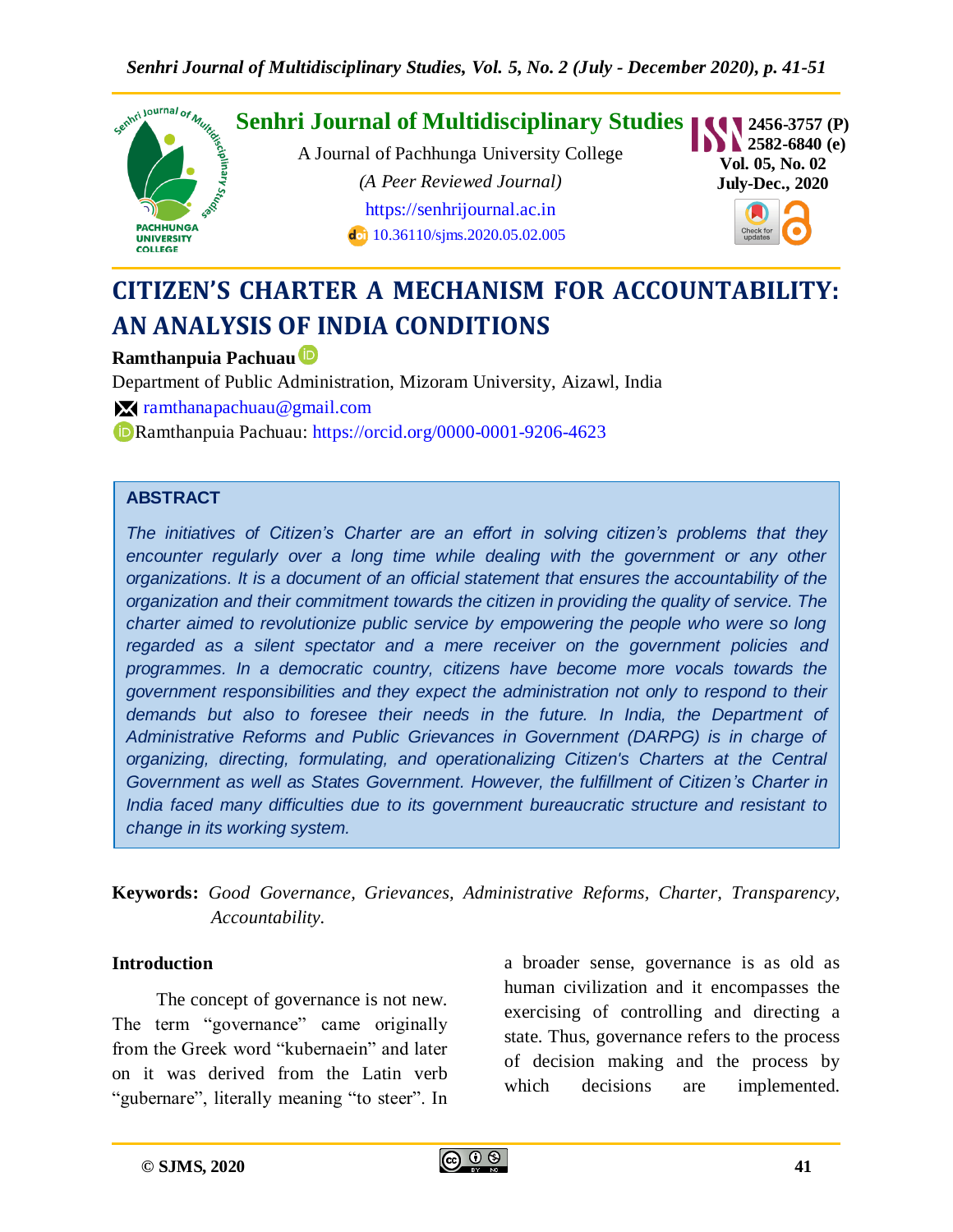# Senhri Journal of Multidisciplinary Studies

A Journal of Pachhunga University College

*(A Peer Reviewed Journal)*

https://senhrijournal.ac.in

10.36110/sjms.2020.05.02.005

ISSN 2456-3757 (P) 2582-6840 (e)

Vol. 05, No. 02 July-Dec., 2020

# CITIZEN'S CHARTER A MECHANISM FOR ACCOUNTABILITY: AN ANALYSIS OF INDIA CONDITIONS

**Ramthanpuia Pachuau**

Department of Public Administration, Mizoram University, Aizawl, India

ramthanapachuau@gmail.com

Ramthanpuia Pachuau: https://orcid.org/0000-0001-9206-4623

## ABSTRACT

*The initiatives of Citizen's Charter are an effort in solving citizen's problems that they encounter regularly over a long time while dealing with the government or any other organizations. It is a document of an official statement that ensures the accountability of the organization and their commitment towards the citizen in providing the quality of service. The charter aimed to revolutionize public service by empowering the people who were so long regarded as a silent spectator and a mere receiver on the government policies and programmes. In a democratic country, citizens have become more vocals towards the government responsibilities and they expect the administration not only to respond to their demands but also to foresee their needs in the future. In India, the Department of Administrative Reforms and Public Grievances in Government (DARPG) is in charge of organizing, directing, formulating, and operationalizing Citizen's Charters at the Central Government as well as States Government. However, the fulfillment of Citizen's Charter in India faced many difficulties due to its government bureaucratic structure and resistant to change in its working system.*

**Keywords:** *Good Governance, Grievances, Administrative Reforms, Charter, Transparency, Accountability.*

## Introduction

The concept of governance is not new. The term "governance" came originally from the Greek word "kubernaein" and later on it was derived from the Latin verb "gubernare", literally meaning "to steer". In a broader sense, governance is as old as human civilization and it encompasses the exercising of controlling and directing a state. Thus, governance refers to the process of decision making and the process by which decisions are implemented.

© SJMS, 2020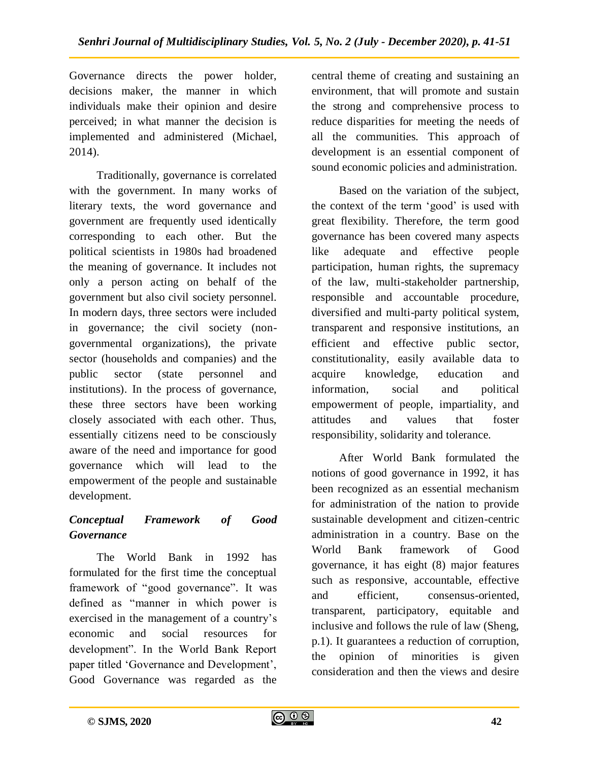Governance directs the power holder, decisions maker, the manner in which individuals make their opinion and desire perceived; in what manner the decision is implemented and administered (Michael, 2014).

Traditionally, governance is correlated with the government. In many works of literary texts, the word governance and government are frequently used identically corresponding to each other. But the political scientists in 1980s had broadened the meaning of governance. It includes not only a person acting on behalf of the government but also civil society personnel. In modern days, three sectors were included in governance; the civil society (non-governmental organizations), the private sector (households and companies) and the public sector (state personnel and institutions). In the process of governance, these three sectors have been working closely associated with each other. Thus, essentially citizens need to be consciously aware of the need and importance for good governance which will lead to the empowerment of the people and sustainable development.

### *Conceptual Framework of Good Governance*

The World Bank in 1992 has formulated for the first time the conceptual framework of "good governance". It was defined as "manner in which power is exercised in the management of a country's economic and social resources for development". In the World Bank Report paper titled 'Governance and Development', Good Governance was regarded as the central theme of creating and sustaining an environment, that will promote and sustain the strong and comprehensive process to reduce disparities for meeting the needs of all the communities. This approach of development is an essential component of sound economic policies and administration.

Based on the variation of the subject, the context of the term 'good' is used with great flexibility. Therefore, the term good governance has been covered many aspects like adequate and effective people participation, human rights, the supremacy of the law, multi-stakeholder partnership, responsible and accountable procedure, diversified and multi-party political system, transparent and responsive institutions, an efficient and effective public sector, constitutionality, easily available data to acquire knowledge, education and information, social and political empowerment of people, impartiality, and attitudes and values that foster responsibility, solidarity and tolerance.

After World Bank formulated the notions of good governance in 1992, it has been recognized as an essential mechanism for administration of the nation to provide sustainable development and citizen-centric administration in a country. Base on the World Bank framework of Good governance, it has eight (8) major features such as responsive, accountable, effective and efficient, consensus-oriented, transparent, participatory, equitable and inclusive and follows the rule of law (Sheng, p.1). It guarantees a reduction of corruption, the opinion of minorities is given consideration and then the views and desire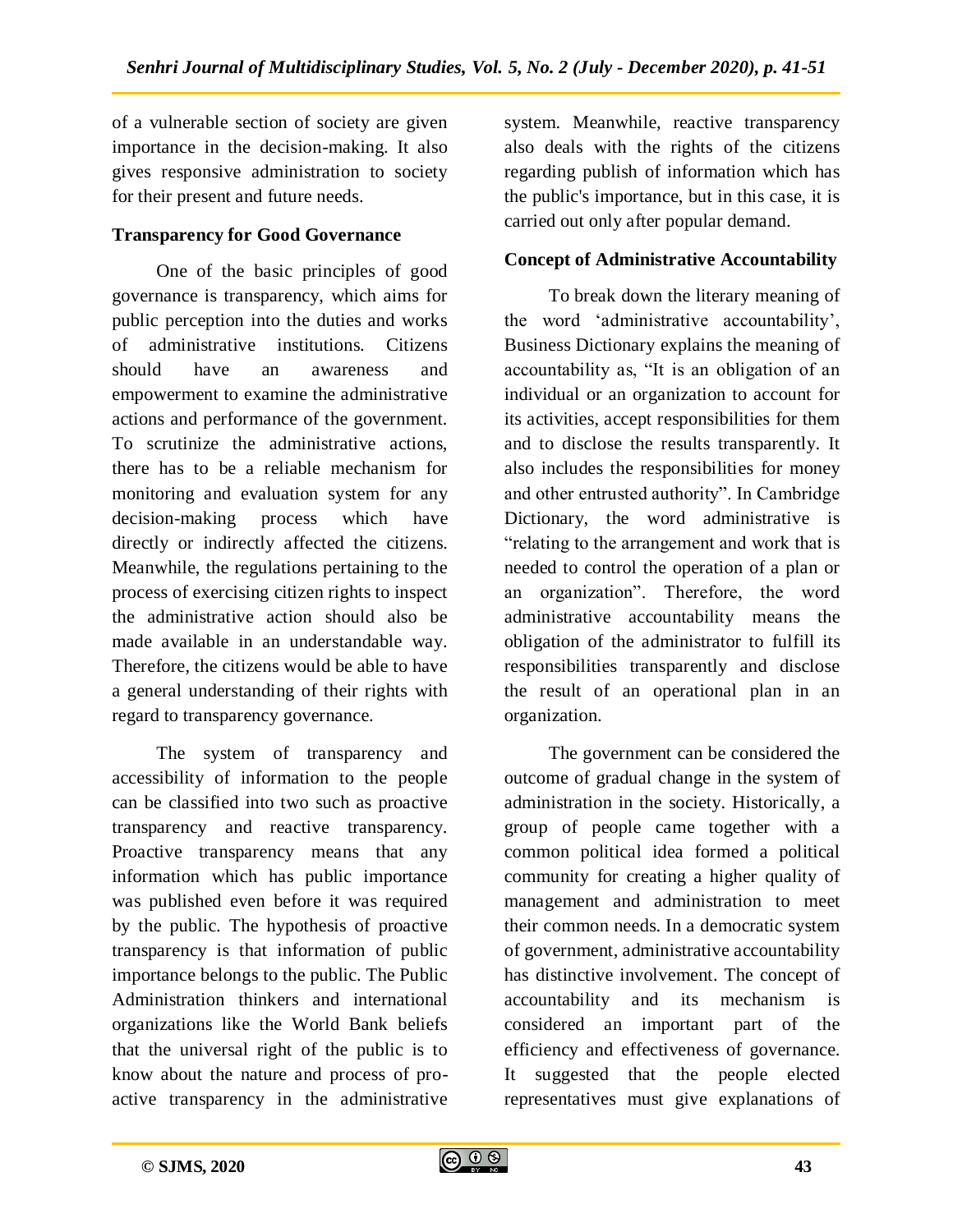of a vulnerable section of society are given importance in the decision-making. It also gives responsive administration to society for their present and future needs.

### Transparency for Good Governance

One of the basic principles of good governance is transparency, which aims for public perception into the duties and works of administrative institutions. Citizens should have an awareness and empowerment to examine the administrative actions and performance of the government. To scrutinize the administrative actions, there has to be a reliable mechanism for monitoring and evaluation system for any decision-making process which have directly or indirectly affected the citizens. Meanwhile, the regulations pertaining to the process of exercising citizen rights to inspect the administrative action should also be made available in an understandable way. Therefore, the citizens would be able to have a general understanding of their rights with regard to transparency governance.

The system of transparency and accessibility of information to the people can be classified into two such as proactive transparency and reactive transparency. Proactive transparency means that any information which has public importance was published even before it was required by the public. The hypothesis of proactive transparency is that information of public importance belongs to the public. The Public Administration thinkers and international organizations like the World Bank beliefs that the universal right of the public is to know about the nature and process of pro-active transparency in the administrative system. Meanwhile, reactive transparency also deals with the rights of the citizens regarding publish of information which has the public's importance, but in this case, it is carried out only after popular demand.

### Concept of Administrative Accountability

To break down the literary meaning of the word 'administrative accountability', Business Dictionary explains the meaning of accountability as, "It is an obligation of an individual or an organization to account for its activities, accept responsibilities for them and to disclose the results transparently. It also includes the responsibilities for money and other entrusted authority". In Cambridge Dictionary, the word administrative is "relating to the arrangement and work that is needed to control the operation of a plan or an organization". Therefore, the word administrative accountability means the obligation of the administrator to fulfill its responsibilities transparently and disclose the result of an operational plan in an organization.

The government can be considered the outcome of gradual change in the system of administration in the society. Historically, a group of people came together with a common political idea formed a political community for creating a higher quality of management and administration to meet their common needs. In a democratic system of government, administrative accountability has distinctive involvement. The concept of accountability and its mechanism is considered an important part of the efficiency and effectiveness of governance. It suggested that the people elected representatives must give explanations of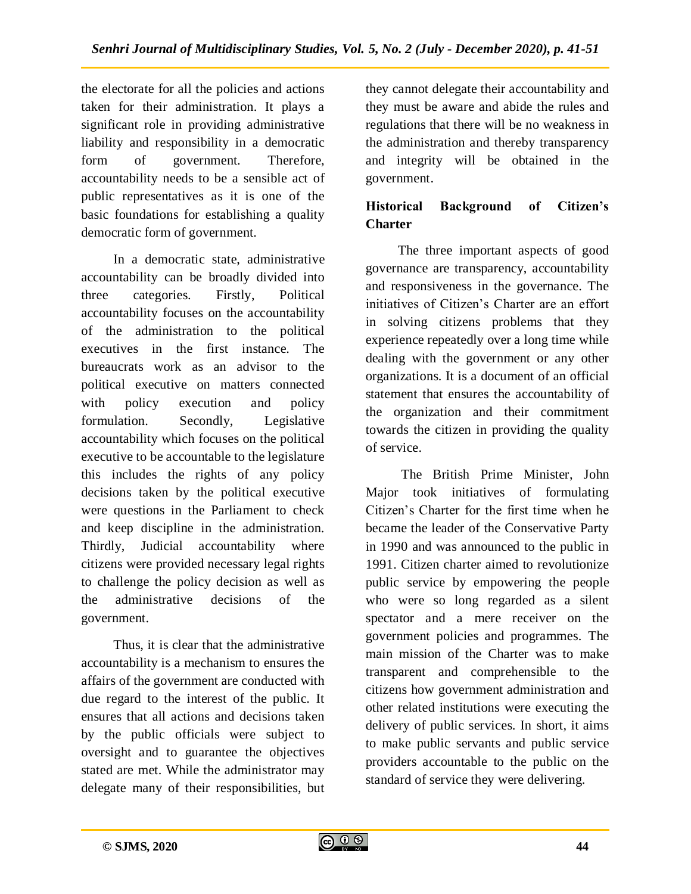the electorate for all the policies and actions taken for their administration. It plays a significant role in providing administrative liability and responsibility in a democratic form of government. Therefore, accountability needs to be a sensible act of public representatives as it is one of the basic foundations for establishing a quality democratic form of government.

In a democratic state, administrative accountability can be broadly divided into three categories. Firstly, Political accountability focuses on the accountability of the administration to the political executives in the first instance. The bureaucrats work as an advisor to the political executive on matters connected with policy execution and policy formulation. Secondly, Legislative accountability which focuses on the political executive to be accountable to the legislature this includes the rights of any policy decisions taken by the political executive were questions in the Parliament to check and keep discipline in the administration. Thirdly, Judicial accountability where citizens were provided necessary legal rights to challenge the policy decision as well as the administrative decisions of the government.

Thus, it is clear that the administrative accountability is a mechanism to ensures the affairs of the government are conducted with due regard to the interest of the public. It ensures that all actions and decisions taken by the public officials were subject to oversight and to guarantee the objectives stated are met. While the administrator may delegate many of their responsibilities, but they cannot delegate their accountability and they must be aware and abide the rules and regulations that there will be no weakness in the administration and thereby transparency and integrity will be obtained in the government.

**Historical Background of Citizen's Charter**

The three important aspects of good governance are transparency, accountability and responsiveness in the governance. The initiatives of Citizen's Charter are an effort in solving citizens problems that they experience repeatedly over a long time while dealing with the government or any other organizations. It is a document of an official statement that ensures the accountability of the organization and their commitment towards the citizen in providing the quality of service.

The British Prime Minister, John Major took initiatives of formulating Citizen's Charter for the first time when he became the leader of the Conservative Party in 1990 and was announced to the public in 1991. Citizen charter aimed to revolutionize public service by empowering the people who were so long regarded as a silent spectator and a mere receiver on the government policies and programmes. The main mission of the Charter was to make transparent and comprehensible to the citizens how government administration and other related institutions were executing the delivery of public services. In short, it aims to make public servants and public service providers accountable to the public on the standard of service they were delivering.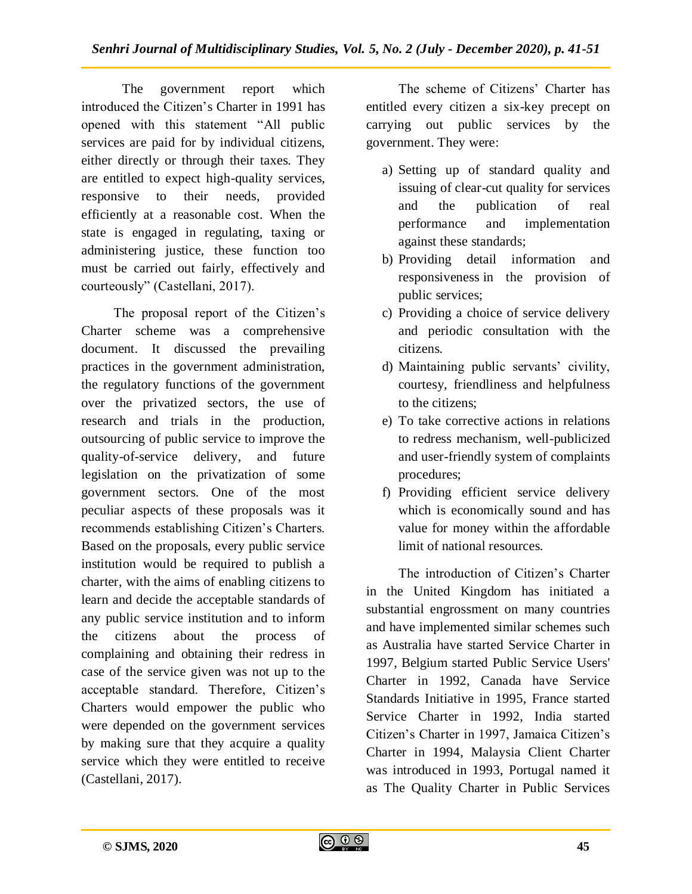The government report which introduced the Citizen's Charter in 1991 has opened with this statement "All public services are paid for by individual citizens, either directly or through their taxes. They are entitled to expect high-quality services, responsive to their needs, provided efficiently at a reasonable cost. When the state is engaged in regulating, taxing or administering justice, these function too must be carried out fairly, effectively and courteously" (Castellani, 2017).

The proposal report of the Citizen's Charter scheme was a comprehensive document. It discussed the prevailing practices in the government administration, the regulatory functions of the government over the privatized sectors, the use of research and trials in the production, outsourcing of public service to improve the quality-of-service delivery, and future legislation on the privatization of some government sectors. One of the most peculiar aspects of these proposals was it recommends establishing Citizen's Charters. Based on the proposals, every public service institution would be required to publish a charter, with the aims of enabling citizens to learn and decide the acceptable standards of any public service institution and to inform the citizens about the process of complaining and obtaining their redress in case of the service given was not up to the acceptable standard. Therefore, Citizen's Charters would empower the public who were depended on the government services by making sure that they acquire a quality service which they were entitled to receive (Castellani, 2017).

The scheme of Citizens' Charter has entitled every citizen a six-key precept on carrying out public services by the government. They were:

a) Setting up of standard quality and issuing of clear-cut quality for services and the publication of real performance and implementation against these standards;
b) Providing detail information and responsiveness in the provision of public services;
c) Providing a choice of service delivery and periodic consultation with the citizens.
d) Maintaining public servants' civility, courtesy, friendliness and helpfulness to the citizens;
e) To take corrective actions in relations to redress mechanism, well-publicized and user-friendly system of complaints procedures;
f) Providing efficient service delivery which is economically sound and has value for money within the affordable limit of national resources.

The introduction of Citizen's Charter in the United Kingdom has initiated a substantial engrossment on many countries and have implemented similar schemes such as Australia have started Service Charter in 1997, Belgium started Public Service Users' Charter in 1992, Canada have Service Standards Initiative in 1995, France started Service Charter in 1992, India started Citizen's Charter in 1997, Jamaica Citizen's Charter in 1994, Malaysia Client Charter was introduced in 1993, Portugal named it as The Quality Charter in Public Services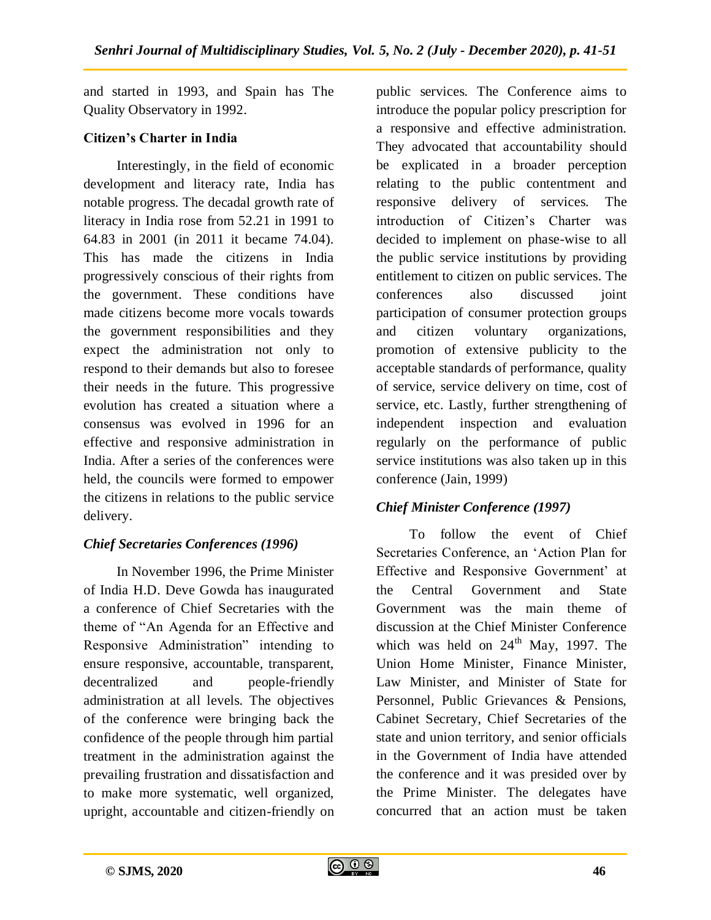and started in 1993, and Spain has The Quality Observatory in 1992.

**Citizen's Charter in India**

Interestingly, in the field of economic development and literacy rate, India has notable progress. The decadal growth rate of literacy in India rose from 52.21 in 1991 to 64.83 in 2001 (in 2011 it became 74.04). This has made the citizens in India progressively conscious of their rights from the government. These conditions have made citizens become more vocals towards the government responsibilities and they expect the administration not only to respond to their demands but also to foresee their needs in the future. This progressive evolution has created a situation where a consensus was evolved in 1996 for an effective and responsive administration in India. After a series of the conferences were held, the councils were formed to empower the citizens in relations to the public service delivery.

***Chief Secretaries Conferences (1996)***

In November 1996, the Prime Minister of India H.D. Deve Gowda has inaugurated a conference of Chief Secretaries with the theme of "An Agenda for an Effective and Responsive Administration" intending to ensure responsive, accountable, transparent, decentralized and people-friendly administration at all levels. The objectives of the conference were bringing back the confidence of the people through him partial treatment in the administration against the prevailing frustration and dissatisfaction and to make more systematic, well organized, upright, accountable and citizen-friendly on public services. The Conference aims to introduce the popular policy prescription for a responsive and effective administration. They advocated that accountability should be explicated in a broader perception relating to the public contentment and responsive delivery of services. The introduction of Citizen's Charter was decided to implement on phase-wise to all the public service institutions by providing entitlement to citizen on public services. The conferences also discussed joint participation of consumer protection groups and citizen voluntary organizations, promotion of extensive publicity to the acceptable standards of performance, quality of service, service delivery on time, cost of service, etc. Lastly, further strengthening of independent inspection and evaluation regularly on the performance of public service institutions was also taken up in this conference (Jain, 1999)

***Chief Minister Conference (1997)***

To follow the event of Chief Secretaries Conference, an 'Action Plan for Effective and Responsive Government' at the Central Government and State Government was the main theme of discussion at the Chief Minister Conference which was held on 24th May, 1997. The Union Home Minister, Finance Minister, Law Minister, and Minister of State for Personnel, Public Grievances & Pensions, Cabinet Secretary, Chief Secretaries of the state and union territory, and senior officials in the Government of India have attended the conference and it was presided over by the Prime Minister. The delegates have concurred that an action must be taken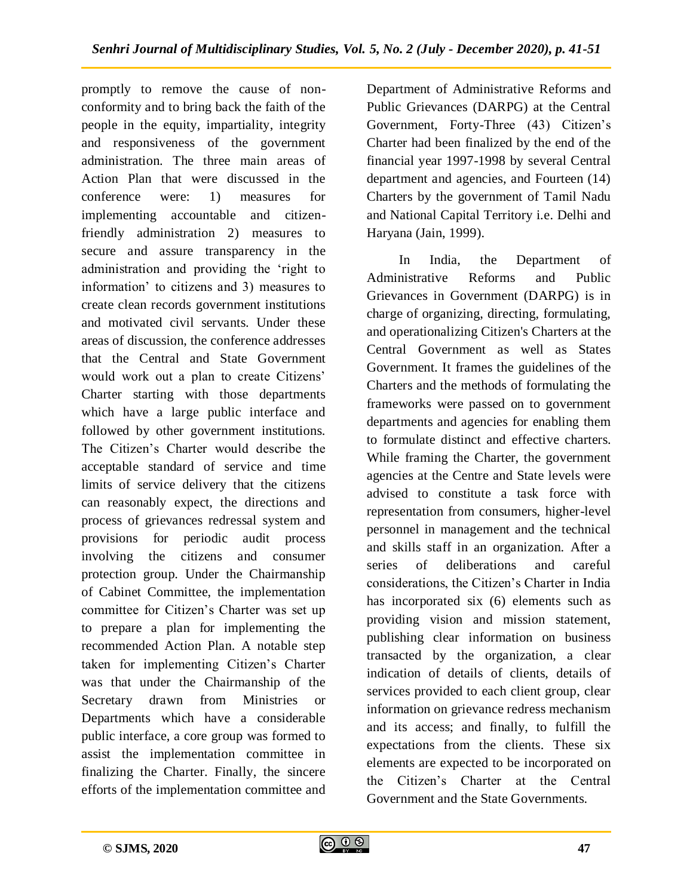promptly to remove the cause of non-conformity and to bring back the faith of the people in the equity, impartiality, integrity and responsiveness of the government administration. The three main areas of Action Plan that were discussed in the conference were: 1) measures for implementing accountable and citizen-friendly administration 2) measures to secure and assure transparency in the administration and providing the 'right to information' to citizens and 3) measures to create clean records government institutions and motivated civil servants. Under these areas of discussion, the conference addresses that the Central and State Government would work out a plan to create Citizens' Charter starting with those departments which have a large public interface and followed by other government institutions. The Citizen's Charter would describe the acceptable standard of service and time limits of service delivery that the citizens can reasonably expect, the directions and process of grievances redressal system and provisions for periodic audit process involving the citizens and consumer protection group. Under the Chairmanship of Cabinet Committee, the implementation committee for Citizen's Charter was set up to prepare a plan for implementing the recommended Action Plan. A notable step taken for implementing Citizen's Charter was that under the Chairmanship of the Secretary drawn from Ministries or Departments which have a considerable public interface, a core group was formed to assist the implementation committee in finalizing the Charter. Finally, the sincere efforts of the implementation committee and Department of Administrative Reforms and Public Grievances (DARPG) at the Central Government, Forty-Three (43) Citizen's Charter had been finalized by the end of the financial year 1997-1998 by several Central department and agencies, and Fourteen (14) Charters by the government of Tamil Nadu and National Capital Territory i.e. Delhi and Haryana (Jain, 1999).

In India, the Department of Administrative Reforms and Public Grievances in Government (DARPG) is in charge of organizing, directing, formulating, and operationalizing Citizen's Charters at the Central Government as well as States Government. It frames the guidelines of the Charters and the methods of formulating the frameworks were passed on to government departments and agencies for enabling them to formulate distinct and effective charters. While framing the Charter, the government agencies at the Centre and State levels were advised to constitute a task force with representation from consumers, higher-level personnel in management and the technical and skills staff in an organization. After a series of deliberations and careful considerations, the Citizen's Charter in India has incorporated six (6) elements such as providing vision and mission statement, publishing clear information on business transacted by the organization, a clear indication of details of clients, details of services provided to each client group, clear information on grievance redress mechanism and its access; and finally, to fulfill the expectations from the clients. These six elements are expected to be incorporated on the Citizen's Charter at the Central Government and the State Governments.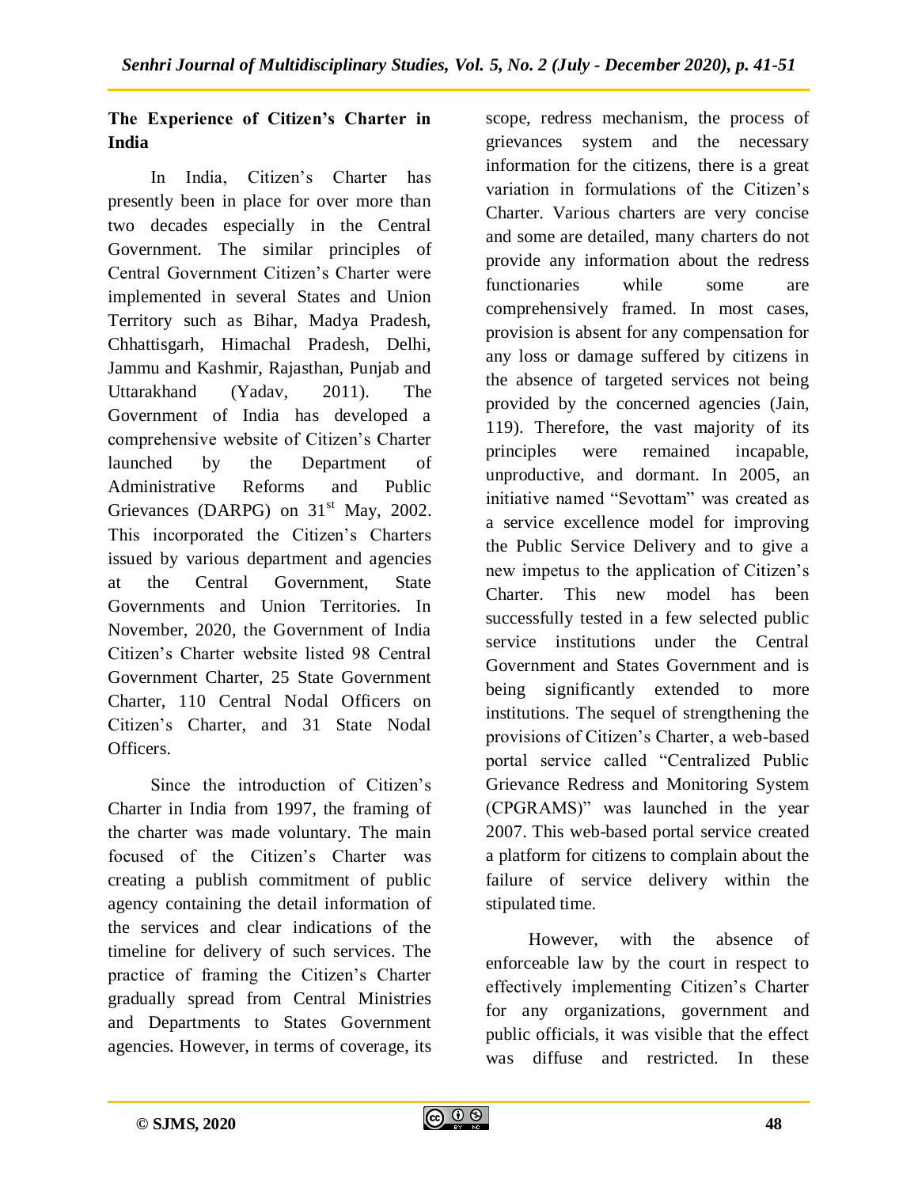## The Experience of Citizen's Charter in India

In India, Citizen's Charter has presently been in place for over more than two decades especially in the Central Government. The similar principles of Central Government Citizen's Charter were implemented in several States and Union Territory such as Bihar, Madya Pradesh, Chhattisgarh, Himachal Pradesh, Delhi, Jammu and Kashmir, Rajasthan, Punjab and Uttarakhand (Yadav, 2011). The Government of India has developed a comprehensive website of Citizen's Charter launched by the Department of Administrative Reforms and Public Grievances (DARPG) on 31st May, 2002. This incorporated the Citizen's Charters issued by various department and agencies at the Central Government, State Governments and Union Territories. In November, 2020, the Government of India Citizen's Charter website listed 98 Central Government Charter, 25 State Government Charter, 110 Central Nodal Officers on Citizen's Charter, and 31 State Nodal Officers.

Since the introduction of Citizen's Charter in India from 1997, the framing of the charter was made voluntary. The main focused of the Citizen's Charter was creating a publish commitment of public agency containing the detail information of the services and clear indications of the timeline for delivery of such services. The practice of framing the Citizen's Charter gradually spread from Central Ministries and Departments to States Government agencies. However, in terms of coverage, its scope, redress mechanism, the process of grievances system and the necessary information for the citizens, there is a great variation in formulations of the Citizen's Charter. Various charters are very concise and some are detailed, many charters do not provide any information about the redress functionaries while some are comprehensively framed. In most cases, provision is absent for any compensation for any loss or damage suffered by citizens in the absence of targeted services not being provided by the concerned agencies (Jain, 119). Therefore, the vast majority of its principles were remained incapable, unproductive, and dormant. In 2005, an initiative named "Sevottam" was created as a service excellence model for improving the Public Service Delivery and to give a new impetus to the application of Citizen's Charter. This new model has been successfully tested in a few selected public service institutions under the Central Government and States Government and is being significantly extended to more institutions. The sequel of strengthening the provisions of Citizen's Charter, a web-based portal service called "Centralized Public Grievance Redress and Monitoring System (CPGRAMS)" was launched in the year 2007. This web-based portal service created a platform for citizens to complain about the failure of service delivery within the stipulated time.

However, with the absence of enforceable law by the court in respect to effectively implementing Citizen's Charter for any organizations, government and public officials, it was visible that the effect was diffuse and restricted. In these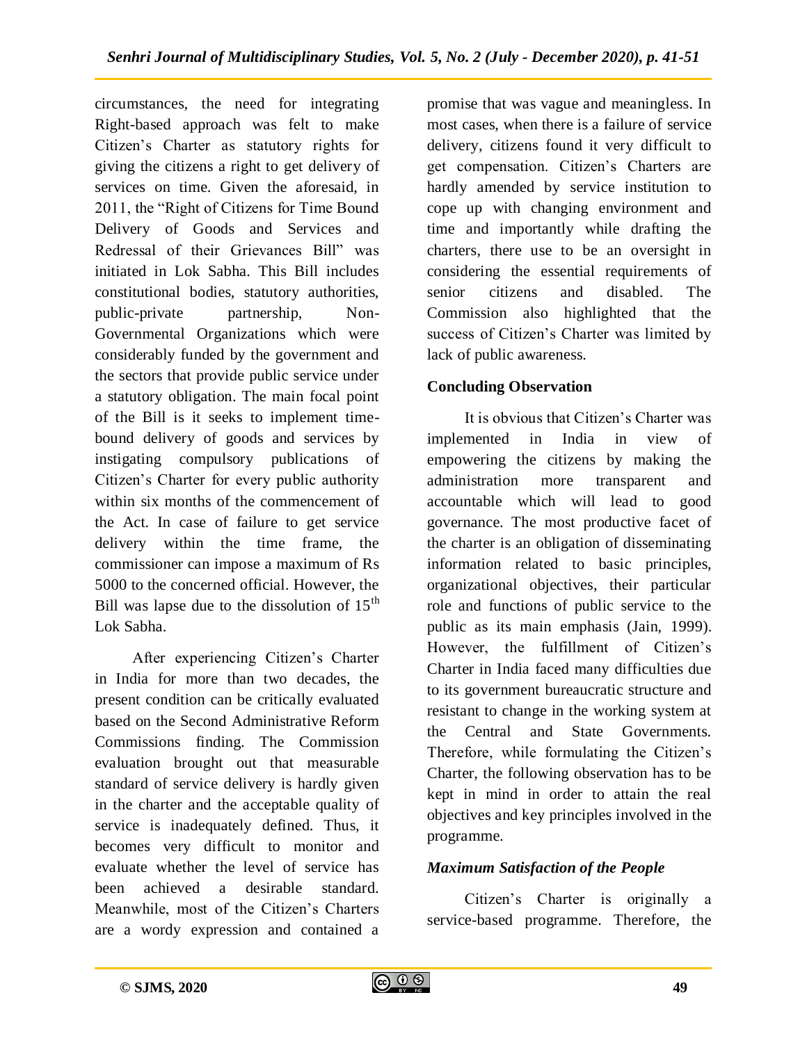circumstances, the need for integrating Right-based approach was felt to make Citizen's Charter as statutory rights for giving the citizens a right to get delivery of services on time. Given the aforesaid, in 2011, the "Right of Citizens for Time Bound Delivery of Goods and Services and Redressal of their Grievances Bill" was initiated in Lok Sabha. This Bill includes constitutional bodies, statutory authorities, public-private partnership, Non-Governmental Organizations which were considerably funded by the government and the sectors that provide public service under a statutory obligation. The main focal point of the Bill is it seeks to implement time-bound delivery of goods and services by instigating compulsory publications of Citizen's Charter for every public authority within six months of the commencement of the Act. In case of failure to get service delivery within the time frame, the commissioner can impose a maximum of Rs 5000 to the concerned official. However, the Bill was lapse due to the dissolution of $15^{th}$ Lok Sabha.

After experiencing Citizen's Charter in India for more than two decades, the present condition can be critically evaluated based on the Second Administrative Reform Commissions finding. The Commission evaluation brought out that measurable standard of service delivery is hardly given in the charter and the acceptable quality of service is inadequately defined. Thus, it becomes very difficult to monitor and evaluate whether the level of service has been achieved a desirable standard. Meanwhile, most of the Citizen's Charters are a wordy expression and contained a promise that was vague and meaningless. In most cases, when there is a failure of service delivery, citizens found it very difficult to get compensation. Citizen's Charters are hardly amended by service institution to cope up with changing environment and time and importantly while drafting the charters, there use to be an oversight in considering the essential requirements of senior citizens and disabled. The Commission also highlighted that the success of Citizen's Charter was limited by lack of public awareness.

## Concluding Observation

It is obvious that Citizen's Charter was implemented in India in view of empowering the citizens by making the administration more transparent and accountable which will lead to good governance. The most productive facet of the charter is an obligation of disseminating information related to basic principles, organizational objectives, their particular role and functions of public service to the public as its main emphasis (Jain, 1999). However, the fulfillment of Citizen's Charter in India faced many difficulties due to its government bureaucratic structure and resistant to change in the working system at the Central and State Governments. Therefore, while formulating the Citizen's Charter, the following observation has to be kept in mind in order to attain the real objectives and key principles involved in the programme.

### *Maximum Satisfaction of the People*

Citizen's Charter is originally a service-based programme. Therefore, the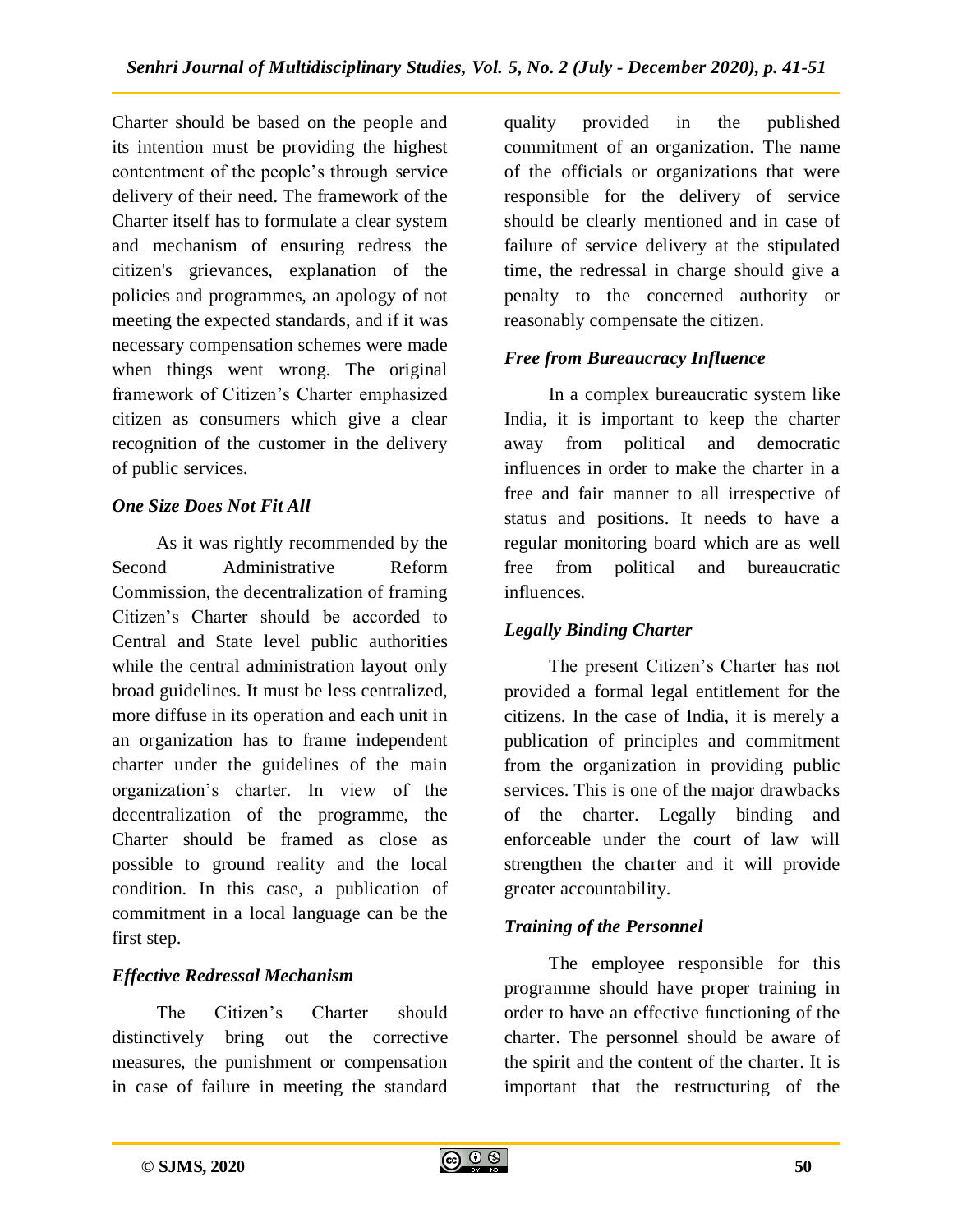Charter should be based on the people and its intention must be providing the highest contentment of the people's through service delivery of their need. The framework of the Charter itself has to formulate a clear system and mechanism of ensuring redress the citizen's grievances, explanation of the policies and programmes, an apology of not meeting the expected standards, and if it was necessary compensation schemes were made when things went wrong. The original framework of Citizen's Charter emphasized citizen as consumers which give a clear recognition of the customer in the delivery of public services.

### *One Size Does Not Fit All*

As it was rightly recommended by the Second Administrative Reform Commission, the decentralization of framing Citizen's Charter should be accorded to Central and State level public authorities while the central administration layout only broad guidelines. It must be less centralized, more diffuse in its operation and each unit in an organization has to frame independent charter under the guidelines of the main organization's charter. In view of the decentralization of the programme, the Charter should be framed as close as possible to ground reality and the local condition. In this case, a publication of commitment in a local language can be the first step.

### *Effective Redressal Mechanism*

The Citizen's Charter should distinctively bring out the corrective measures, the punishment or compensation in case of failure in meeting the standard quality provided in the published commitment of an organization. The name of the officials or organizations that were responsible for the delivery of service should be clearly mentioned and in case of failure of service delivery at the stipulated time, the redressal in charge should give a penalty to the concerned authority or reasonably compensate the citizen.

### *Free from Bureaucracy Influence*

In a complex bureaucratic system like India, it is important to keep the charter away from political and democratic influences in order to make the charter in a free and fair manner to all irrespective of status and positions. It needs to have a regular monitoring board which are as well free from political and bureaucratic influences.

### *Legally Binding Charter*

The present Citizen's Charter has not provided a formal legal entitlement for the citizens. In the case of India, it is merely a publication of principles and commitment from the organization in providing public services. This is one of the major drawbacks of the charter. Legally binding and enforceable under the court of law will strengthen the charter and it will provide greater accountability.

### *Training of the Personnel*

The employee responsible for this programme should have proper training in order to have an effective functioning of the charter. The personnel should be aware of the spirit and the content of the charter. It is important that the restructuring of the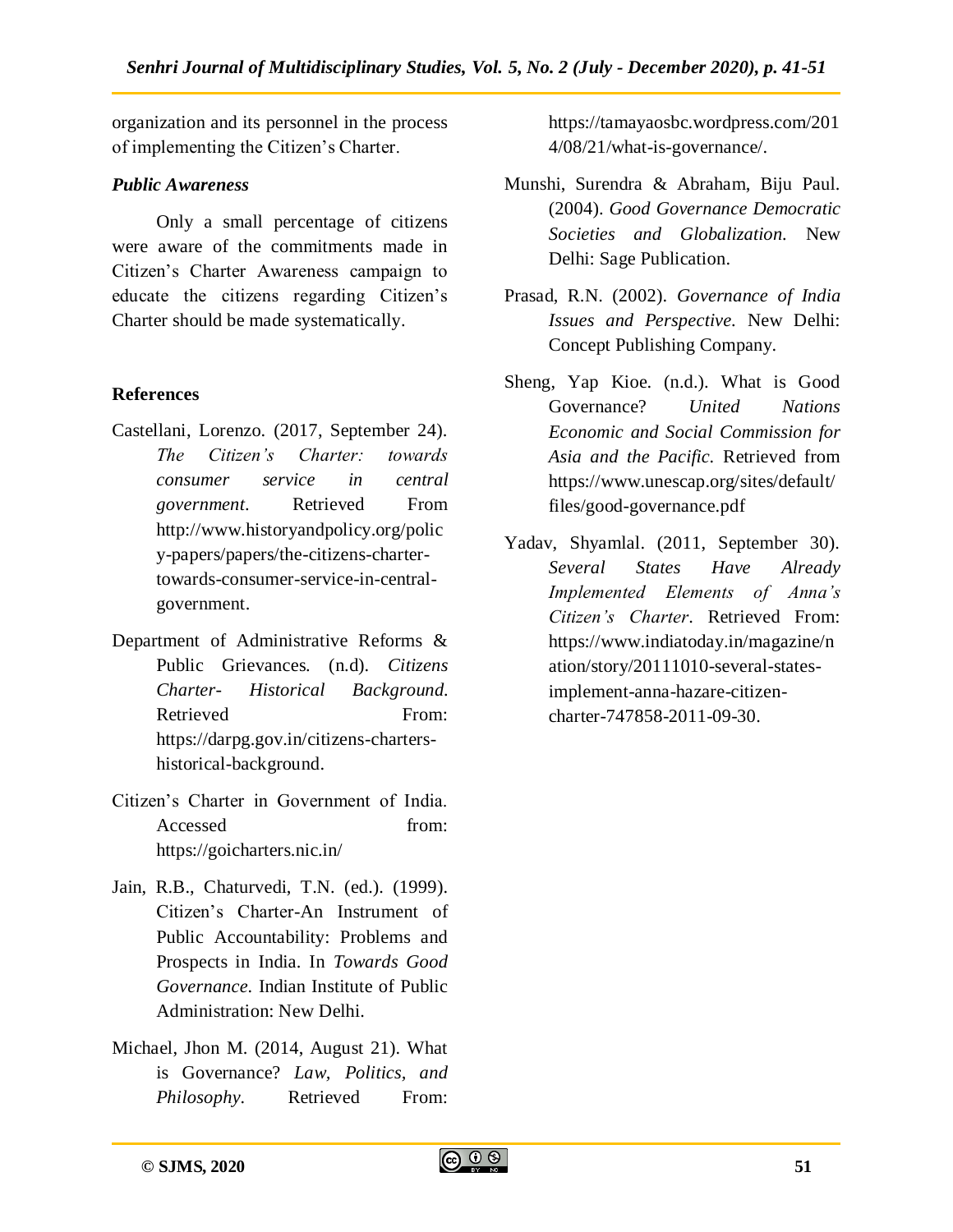organization and its personnel in the process of implementing the Citizen's Charter.

***Public Awareness***

Only a small percentage of citizens were aware of the commitments made in Citizen's Charter Awareness campaign to educate the citizens regarding Citizen's Charter should be made systematically.

**References**

Castellani, Lorenzo. (2017, September 24). *The Citizen's Charter: towards consumer service in central government*. Retrieved From http://www.historyandpolicy.org/policy-papers/papers/the-citizens-charter-towards-consumer-service-in-central-government.

Department of Administrative Reforms & Public Grievances. (n.d). *Citizens Charter- Historical Background*. Retrieved From: https://darpg.gov.in/citizens-charters-historical-background.

Citizen's Charter in Government of India. Accessed from: https://goicharters.nic.in/

Jain, R.B., Chaturvedi, T.N. (ed.). (1999). Citizen's Charter-An Instrument of Public Accountability: Problems and Prospects in India. In *Towards Good Governance*. Indian Institute of Public Administration: New Delhi.

Michael, Jhon M. (2014, August 21). What is Governance? *Law, Politics, and Philosophy*. Retrieved From: https://tamayaosbc.wordpress.com/2014/08/21/what-is-governance/.

Munshi, Surendra & Abraham, Biju Paul. (2004). *Good Governance Democratic Societies and Globalization*. New Delhi: Sage Publication.

Prasad, R.N. (2002). *Governance of India Issues and Perspective*. New Delhi: Concept Publishing Company.

Sheng, Yap Kioe. (n.d.). What is Good Governance? *United Nations Economic and Social Commission for Asia and the Pacific*. Retrieved from https://www.unescap.org/sites/default/files/good-governance.pdf

Yadav, Shyamlal. (2011, September 30). *Several States Have Already Implemented Elements of Anna's Citizen's Charter*. Retrieved From: https://www.indiatoday.in/magazine/nation/story/20111010-several-states-implement-anna-hazare-citizen-charter-747858-2011-09-30.